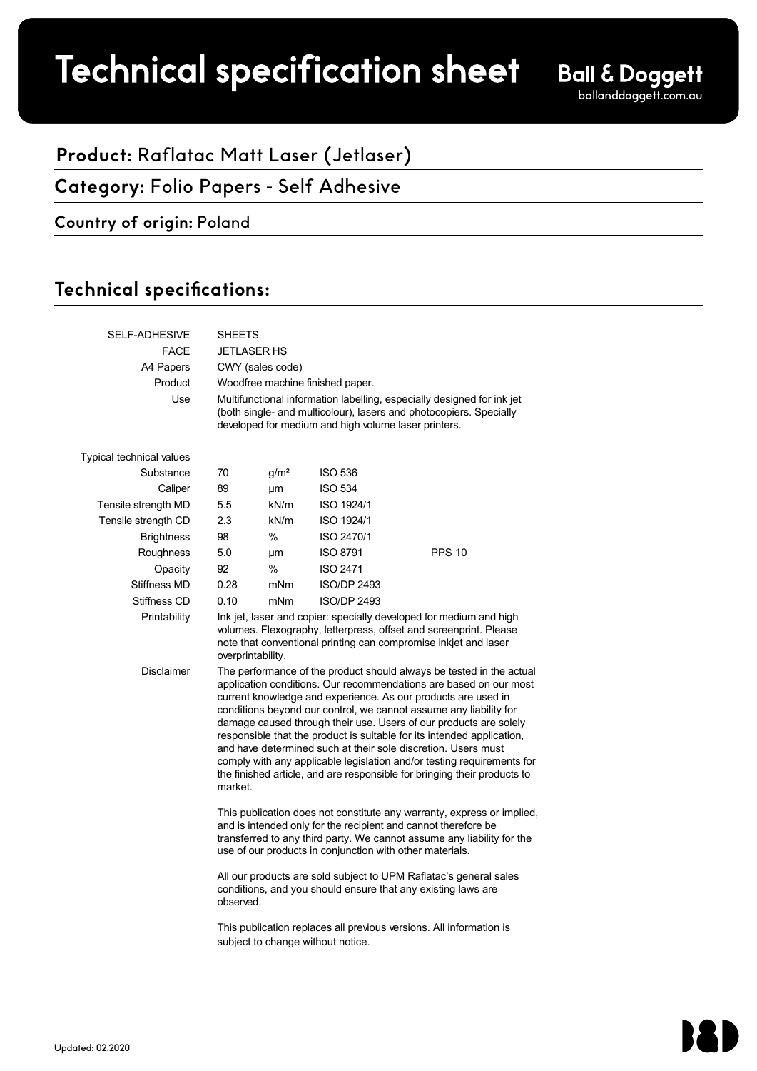# Technical specification sheet

**Ball & Doggett**
balIanddoggett.com.au

## **Product:** Raflatac Matt Laser (Jetlaser)

## **Category:** Folio Papers - Self Adhesive

### **Country of origin:** Poland

## Technical specifications:

| | | | | |
|---|---|---|---|---|
| SELF-ADHESIVE | SHEETS | | | |
| FACE | JETLASER HS | | | |
| A4 Papers | CWY (sales code) | | | |
| Product | Woodfree machine finished paper. | | | |
| Use | Multifunctional information labelling, especially designed for ink jet (both single- and multicolour), lasers and photocopiers. Specially developed for medium and high volume laser printers. | | | |
| Typical technical values | | | | |
| Substance | 70 | g/m² | ISO 536 | |
| Caliper | 89 | µm | ISO 534 | |
| Tensile strength MD | 5.5 | kN/m | ISO 1924/1 | |
| Tensile strength CD | 2.3 | kN/m | ISO 1924/1 | |
| Brightness | 98 | % | ISO 2470/1 | |
| Roughness | 5.0 | µm | ISO 8791 | PPS 10 |
| Opacity | 92 | % | ISO 2471 | |
| Stiffness MD | 0.28 | mNm | ISO/DP 2493 | |
| Stiffness CD | 0.10 | mNm | ISO/DP 2493 | |
| Printability | Ink jet, laser and copier: specially developed for medium and high volumes. Flexography, letterpress, offset and screenprint. Please note that conventional printing can compromise inkjet and laser overprintability. | | | |

**Disclaimer**

The performance of the product should always be tested in the actual application conditions. Our recommendations are based on our most current knowledge and experience. As our products are used in conditions beyond our control, we cannot assume any liability for damage caused through their use. Users of our products are solely responsible that the product is suitable for its intended application, and have determined such at their sole discretion. Users must comply with any applicable legislation and/or testing requirements for the finished article, and are responsible for bringing their products to market.

This publication does not constitute any warranty, express or implied, and is intended only for the recipient and cannot therefore be transferred to any third party. We cannot assume any liability for the use of our products in conjunction with other materials.

All our products are sold subject to UPM Raflatac's general sales conditions, and you should ensure that any existing laws are observed.

This publication replaces all previous versions. All information is subject to change without notice.

Updated: 02.2020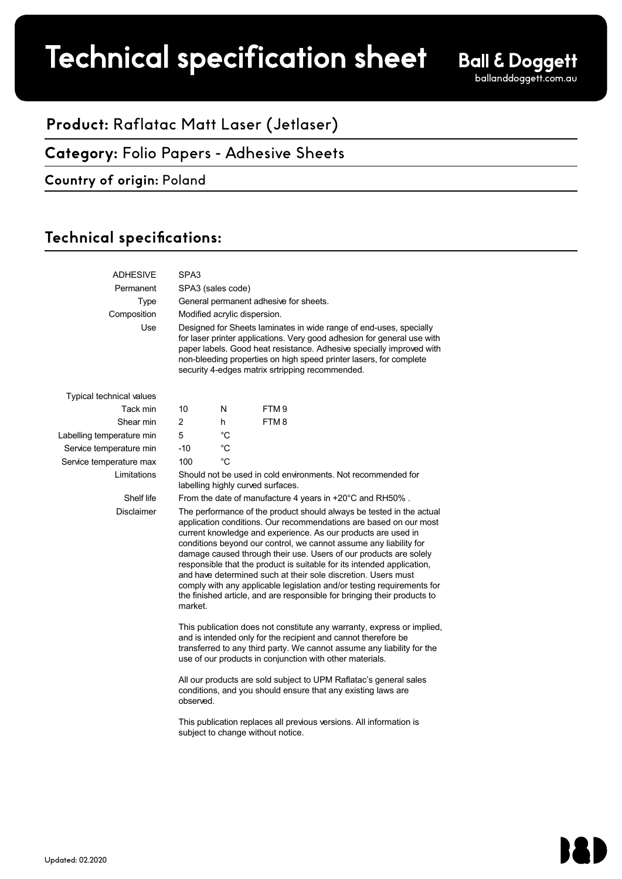# Technical specification sheet

**Ball & Doggett**
balldoggett.com.au

## **Product:** Raflatac Matt Laser (Jetlaser)

## **Category:** Folio Papers - Adhesive Sheets

### **Country of origin:** Poland

## Technical specifications:

| | | | |
|---|---|---|---|
| ADHESIVE | SPA3 | | |
| Permanent | SPA3 (sales code) | | |
| Type | General permanent adhesive for sheets. | | |
| Composition | Modified acrylic dispersion. | | |
| Use | Designed for Sheets laminates in wide range of end-uses, specially for laser printer applications. Very good adhesion for general use with paper labels. Good heat resistance. Adhesive specially improved with non-bleeding properties on high speed printer lasers, for complete security 4-edges matrix srtripping recommended. | | |
| Typical technical values | | | |
| Tack min | 10 | N | FTM 9 |
| Shear min | 2 | h | FTM 8 |
| Labelling temperature min | 5 | °C | |
| Service temperature min | -10 | °C | |
| Service temperature max | 100 | °C | |
| Limitations | Should not be used in cold environments. Not recommended for labelling highly curved surfaces. | | |
| Shelf life | From the date of manufacture 4 years in +20°C and RH50% . | | |
| Disclaimer | The performance of the product should always be tested in the actual application conditions. Our recommendations are based on our most current knowledge and experience. As our products are used in conditions beyond our control, we cannot assume any liability for damage caused through their use. Users of our products are solely responsible that the product is suitable for its intended application, and have determined such at their sole discretion. Users must comply with any applicable legislation and/or testing requirements for the finished article, and are responsible for bringing their products to market. | | |

This publication does not constitute any warranty, express or implied, and is intended only for the recipient and cannot therefore be transferred to any third party. We cannot assume any liability for the use of our products in conjunction with other materials.

All our products are sold subject to UPM Raflatac's general sales conditions, and you should ensure that any existing laws are observed.

This publication replaces all previous versions. All information is subject to change without notice.

Updated: 02.2020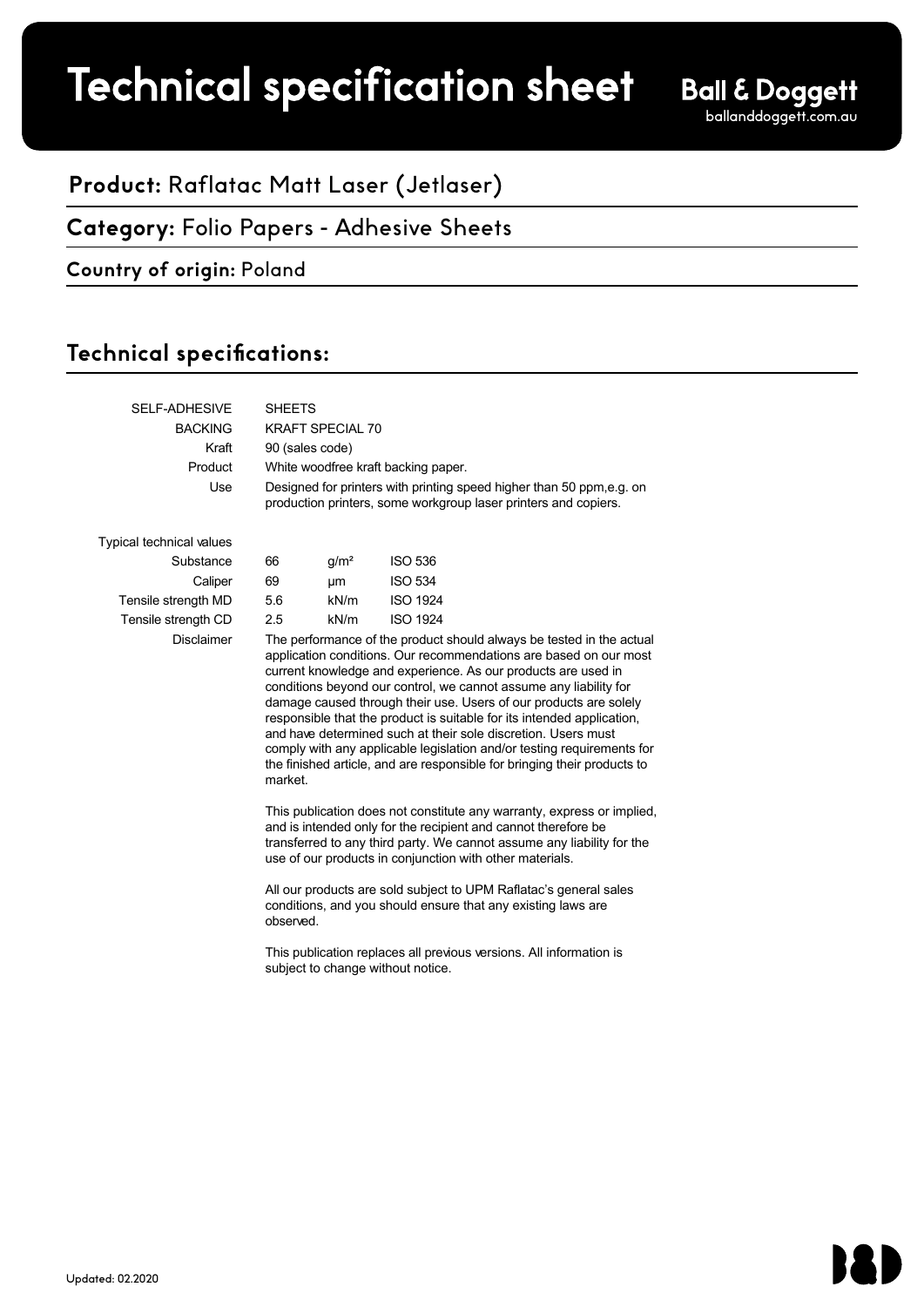# Technical specification sheet

**Ball & Doggett**
ballanddoggett.com.au

## **Product:** Raflatac Matt Laser (Jetlaser)

## **Category:** Folio Papers - Adhesive Sheets

**Country of origin:** Poland

## Technical specifications:

| | |
|---|---|
| SELF-ADHESIVE | SHEETS |
| BACKING | KRAFT SPECIAL 70 |
| Kraft | 90 (sales code) |
| Product | White woodfree kraft backing paper. |
| Use | Designed for printers with printing speed higher than 50 ppm,e.g. on production printers, some workgroup laser printers and copiers. |

| Typical technical values | | | |
|---|---|---|---|
| Substance | 66 | g/m² | ISO 536 |
| Caliper | 69 | µm | ISO 534 |
| Tensile strength MD | 5.6 | kN/m | ISO 1924 |
| Tensile strength CD | 2.5 | kN/m | ISO 1924 |

Disclaimer

The performance of the product should always be tested in the actual application conditions. Our recommendations are based on our most current knowledge and experience. As our products are used in conditions beyond our control, we cannot assume any liability for damage caused through their use. Users of our products are solely responsible that the product is suitable for its intended application, and have determined such at their sole discretion. Users must comply with any applicable legislation and/or testing requirements for the finished article, and are responsible for bringing their products to market.

This publication does not constitute any warranty, express or implied, and is intended only for the recipient and cannot therefore be transferred to any third party. We cannot assume any liability for the use of our products in conjunction with other materials.

All our products are sold subject to UPM Raflatac's general sales conditions, and you should ensure that any existing laws are observed.

This publication replaces all previous versions. All information is subject to change without notice.

Updated: 02.2020